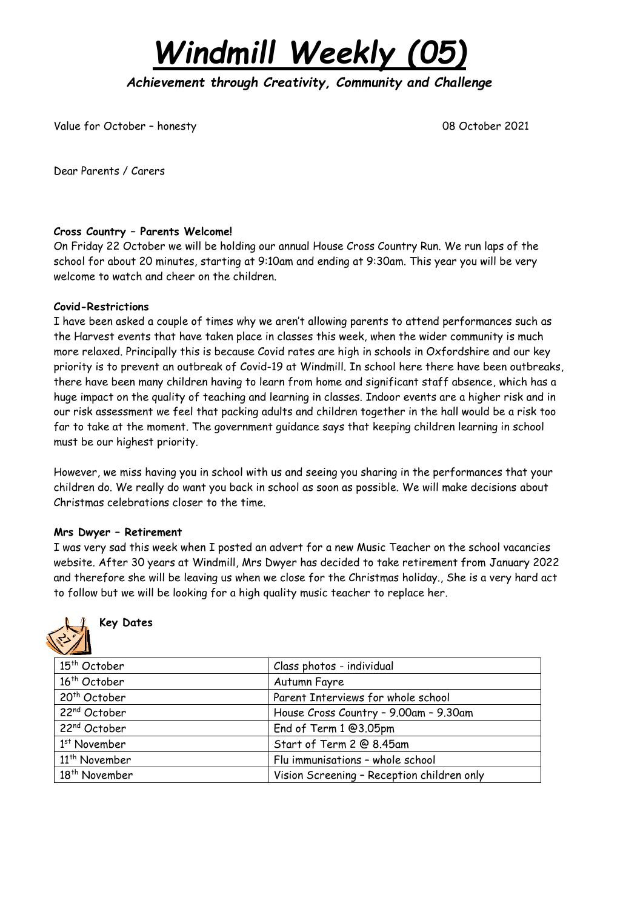# *Windmill Weekly (05)*

***Achievement through Creativity, Community and Challenge***

Value for October – honesty 08 October 2021

Dear Parents / Carers

**Cross Country – Parents Welcome!**

On Friday 22 October we will be holding our annual House Cross Country Run. We run laps of the school for about 20 minutes, starting at 9:10am and ending at 9:30am. This year you will be very welcome to watch and cheer on the children.

**Covid-Restrictions**

I have been asked a couple of times why we aren't allowing parents to attend performances such as the Harvest events that have taken place in classes this week, when the wider community is much more relaxed. Principally this is because Covid rates are high in schools in Oxfordshire and our key priority is to prevent an outbreak of Covid-19 at Windmill. In school here there have been outbreaks, there have been many children having to learn from home and significant staff absence, which has a huge impact on the quality of teaching and learning in classes. Indoor events are a higher risk and in our risk assessment we feel that packing adults and children together in the hall would be a risk too far to take at the moment. The government guidance says that keeping children learning in school must be our highest priority.

However, we miss having you in school with us and seeing you sharing in the performances that your children do. We really do want you back in school as soon as possible. We will make decisions about Christmas celebrations closer to the time.

**Mrs Dwyer – Retirement**

I was very sad this week when I posted an advert for a new Music Teacher on the school vacancies website. After 30 years at Windmill, Mrs Dwyer has decided to take retirement from January 2022 and therefore she will be leaving us when we close for the Christmas holiday., She is a very hard act to follow but we will be looking for a high quality music teacher to replace her.

**Key Dates**

| | |
|---|---|
| 15th October | Class photos - individual |
| 16th October | Autumn Fayre |
| 20th October | Parent Interviews for whole school |
| 22nd October | House Cross Country – 9.00am – 9.30am |
| 22nd October | End of Term 1 @3.05pm |
| 1st November | Start of Term 2 @ 8.45am |
| 11th November | Flu immunisations – whole school |
| 18th November | Vision Screening – Reception children only |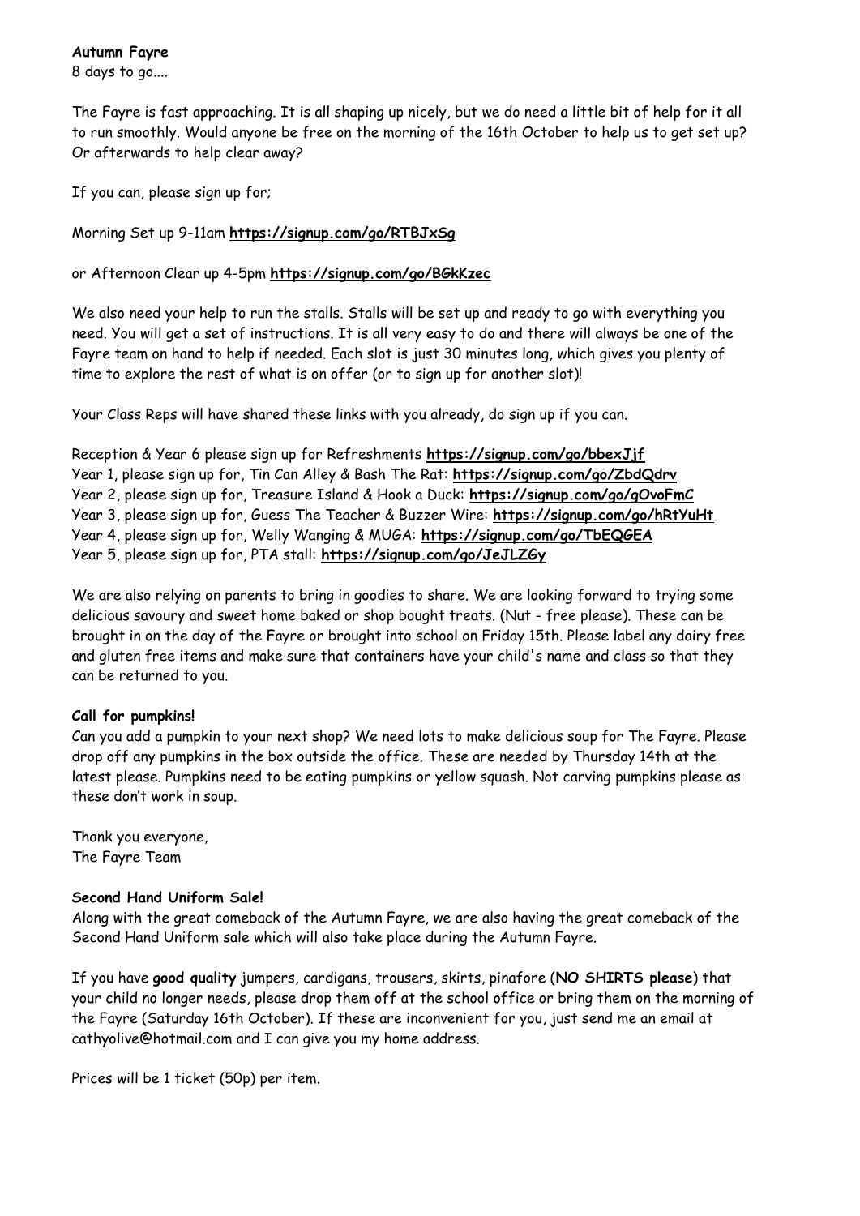**Autumn Fayre**
8 days to go....

The Fayre is fast approaching. It is all shaping up nicely, but we do need a little bit of help for it all to run smoothly. Would anyone be free on the morning of the 16th October to help us to get set up? Or afterwards to help clear away?

If you can, please sign up for;

Morning Set up 9-11am **https://signup.com/go/RTBJxSg**

or Afternoon Clear up 4-5pm **https://signup.com/go/BGkKzec**

We also need your help to run the stalls. Stalls will be set up and ready to go with everything you need. You will get a set of instructions. It is all very easy to do and there will always be one of the Fayre team on hand to help if needed. Each slot is just 30 minutes long, which gives you plenty of time to explore the rest of what is on offer (or to sign up for another slot)!

Your Class Reps will have shared these links with you already, do sign up if you can.

Reception & Year 6 please sign up for Refreshments **https://signup.com/go/bbexJjf**
Year 1, please sign up for, Tin Can Alley & Bash The Rat: **https://signup.com/go/ZbdQdrv**
Year 2, please sign up for, Treasure Island & Hook a Duck: **https://signup.com/go/gOvoFmC**
Year 3, please sign up for, Guess The Teacher & Buzzer Wire: **https://signup.com/go/hRtYuHt**
Year 4, please sign up for, Welly Wanging & MUGA: **https://signup.com/go/TbEQGEA**
Year 5, please sign up for, PTA stall: **https://signup.com/go/JeJLZGy**

We are also relying on parents to bring in goodies to share. We are looking forward to trying some delicious savoury and sweet home baked or shop bought treats. (Nut - free please). These can be brought in on the day of the Fayre or brought into school on Friday 15th. Please label any dairy free and gluten free items and make sure that containers have your child's name and class so that they can be returned to you.

**Call for pumpkins!**
Can you add a pumpkin to your next shop? We need lots to make delicious soup for The Fayre. Please drop off any pumpkins in the box outside the office. These are needed by Thursday 14th at the latest please. Pumpkins need to be eating pumpkins or yellow squash. Not carving pumpkins please as these don't work in soup.

Thank you everyone,
The Fayre Team

**Second Hand Uniform Sale!**
Along with the great comeback of the Autumn Fayre, we are also having the great comeback of the Second Hand Uniform sale which will also take place during the Autumn Fayre.

If you have **good quality** jumpers, cardigans, trousers, skirts, pinafore (**NO SHIRTS please**) that your child no longer needs, please drop them off at the school office or bring them on the morning of the Fayre (Saturday 16th October). If these are inconvenient for you, just send me an email at cathyolive@hotmail.com and I can give you my home address.

Prices will be 1 ticket (50p) per item.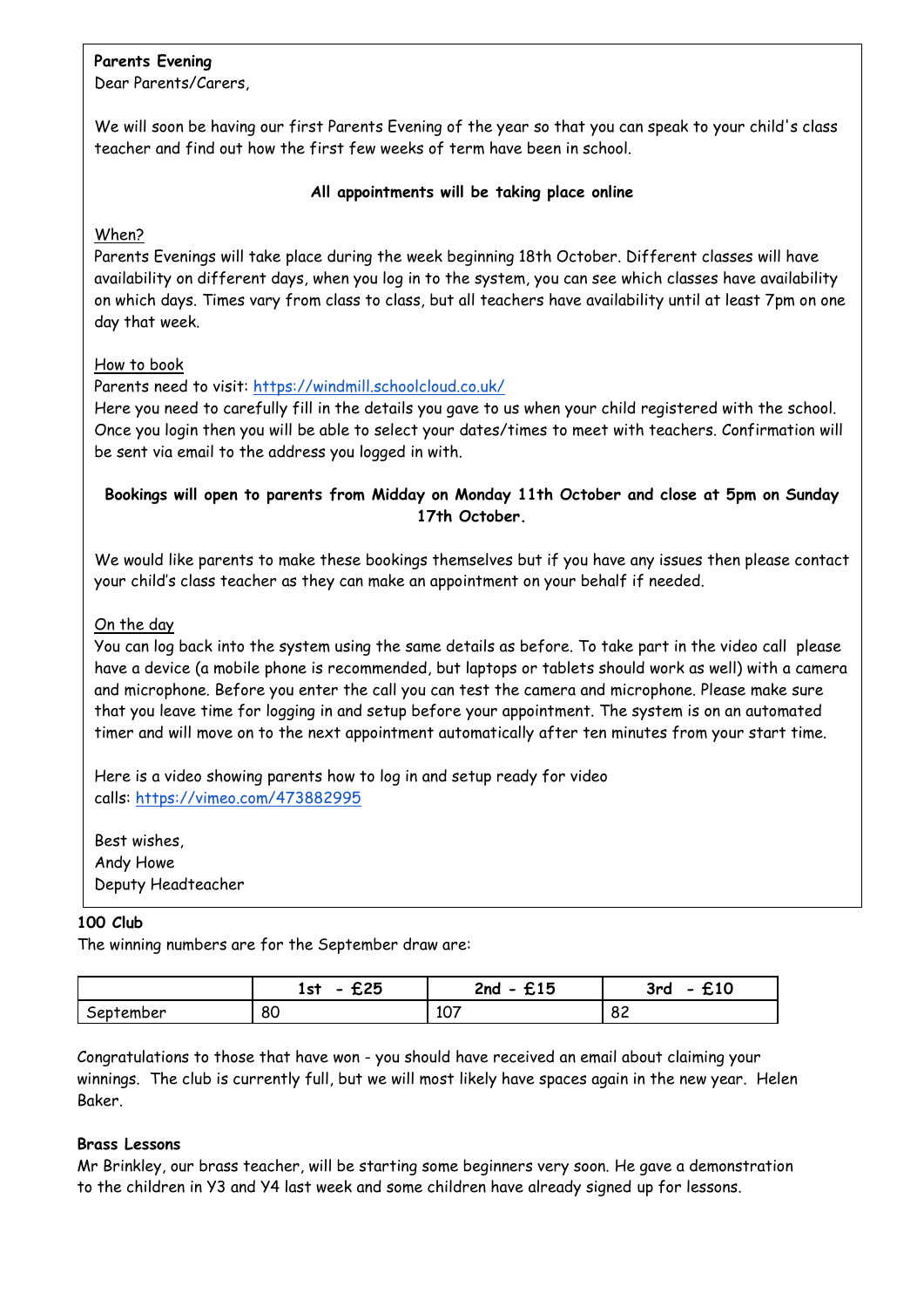**Parents Evening**

Dear Parents/Carers,

We will soon be having our first Parents Evening of the year so that you can speak to your child's class teacher and find out how the first few weeks of term have been in school.

**All appointments will be taking place online**

When?

Parents Evenings will take place during the week beginning 18th October. Different classes will have availability on different days, when you log in to the system, you can see which classes have availability on which days. Times vary from class to class, but all teachers have availability until at least 7pm on one day that week.

How to book

Parents need to visit: https://windmill.schoolcloud.co.uk/

Here you need to carefully fill in the details you gave to us when your child registered with the school. Once you login then you will be able to select your dates/times to meet with teachers. Confirmation will be sent via email to the address you logged in with.

**Bookings will open to parents from Midday on Monday 11th October and close at 5pm on Sunday 17th October.**

We would like parents to make these bookings themselves but if you have any issues then please contact your child's class teacher as they can make an appointment on your behalf if needed.

On the day

You can log back into the system using the same details as before. To take part in the video call please have a device (a mobile phone is recommended, but laptops or tablets should work as well) with a camera and microphone. Before you enter the call you can test the camera and microphone. Please make sure that you leave time for logging in and setup before your appointment. The system is on an automated timer and will move on to the next appointment automatically after ten minutes from your start time.

Here is a video showing parents how to log in and setup ready for video calls: https://vimeo.com/473882995

Best wishes,
Andy Howe
Deputy Headteacher

**100 Club**

The winning numbers are for the September draw are:

| | 1st - £25 | 2nd - £15 | 3rd - £10 |
|---|---|---|---|
| September | 80 | 107 | 82 |

Congratulations to those that have won - you should have received an email about claiming your winnings. The club is currently full, but we will most likely have spaces again in the new year. Helen Baker.

**Brass Lessons**

Mr Brinkley, our brass teacher, will be starting some beginners very soon. He gave a demonstration to the children in Y3 and Y4 last week and some children have already signed up for lessons.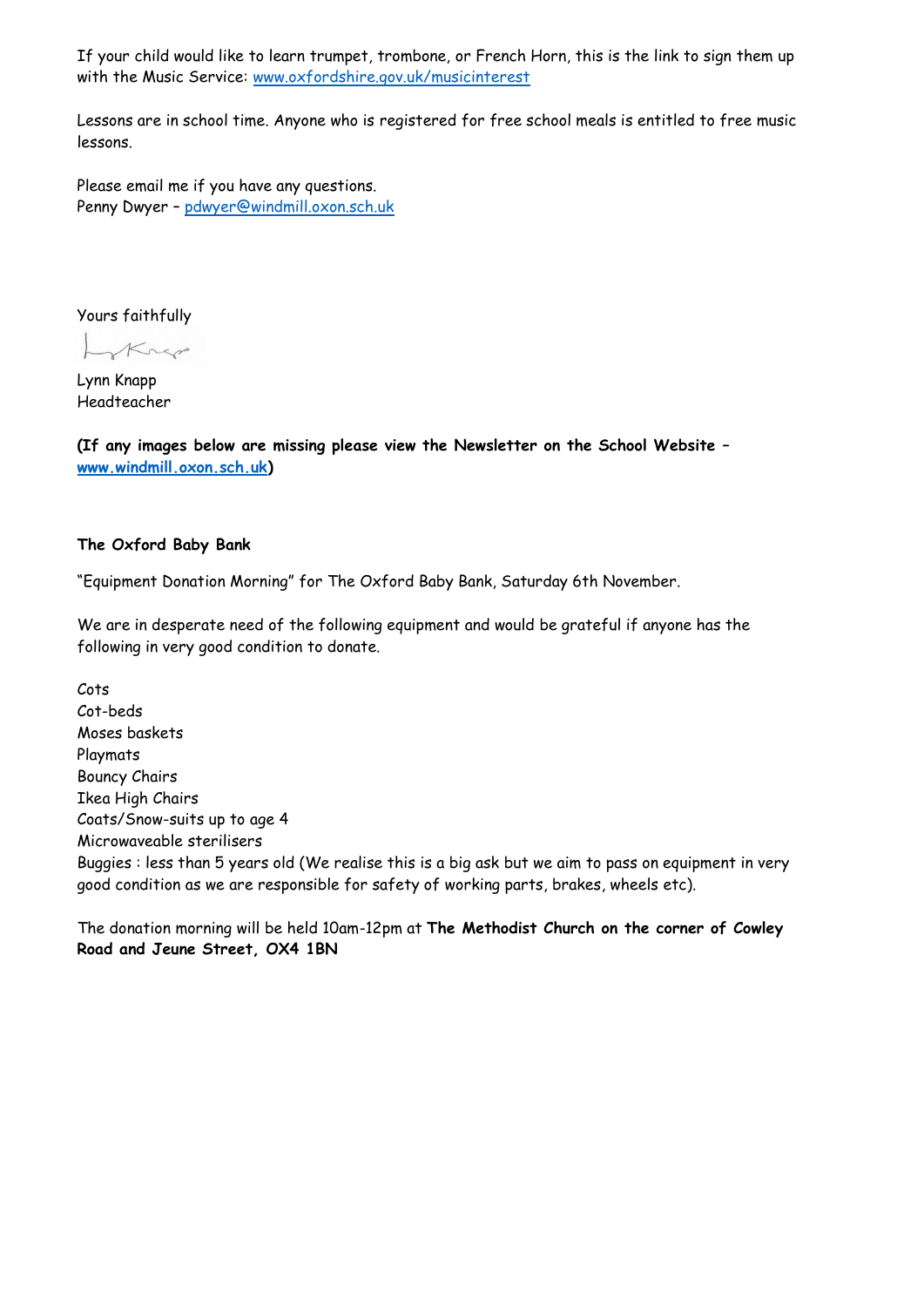If your child would like to learn trumpet, trombone, or French Horn, this is the link to sign them up with the Music Service: [www.oxfordshire.gov.uk/musicinterest](http://www.oxfordshire.gov.uk/musicinterest)

Lessons are in school time. Anyone who is registered for free school meals is entitled to free music lessons.

Please email me if you have any questions.
Penny Dwyer – [pdwyer@windmill.oxon.sch.uk](mailto:pdwyer@windmill.oxon.sch.uk)

Yours faithfully

Lynn Knapp
Headteacher

**(If any images below are missing please view the Newsletter on the School Website – [www.windmill.oxon.sch.uk](http://www.windmill.oxon.sch.uk))**

**The Oxford Baby Bank**

"Equipment Donation Morning" for The Oxford Baby Bank, Saturday 6th November.

We are in desperate need of the following equipment and would be grateful if anyone has the following in very good condition to donate.

Cots
Cot-beds
Moses baskets
Playmats
Bouncy Chairs
Ikea High Chairs
Coats/Snow-suits up to age 4
Microwaveable sterilisers
Buggies : less than 5 years old (We realise this is a big ask but we aim to pass on equipment in very good condition as we are responsible for safety of working parts, brakes, wheels etc).

The donation morning will be held 10am-12pm at **The Methodist Church on the corner of Cowley Road and Jeune Street, OX4 1BN**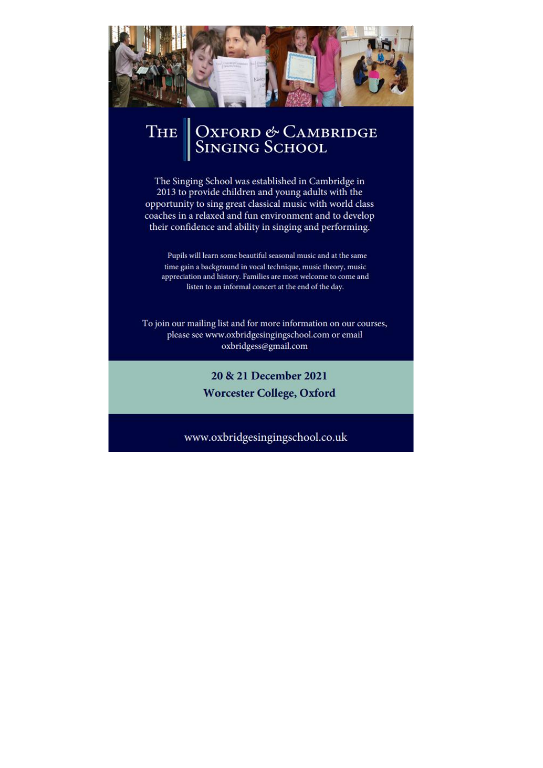# The Oxford & Cambridge Singing School

The Singing School was established in Cambridge in 2013 to provide children and young adults with the opportunity to sing great classical music with world class coaches in a relaxed and fun environment and to develop their confidence and ability in singing and performing.

Pupils will learn some beautiful seasonal music and at the same time gain a background in vocal technique, music theory, music appreciation and history. Families are most welcome to come and listen to an informal concert at the end of the day.

To join our mailing list and for more information on our courses, please see www.oxbridgesingingschool.com or email oxbridgess@gmail.com

**20 & 21 December 2021**

**Worcester College, Oxford**

www.oxbridgesingingschool.co.uk